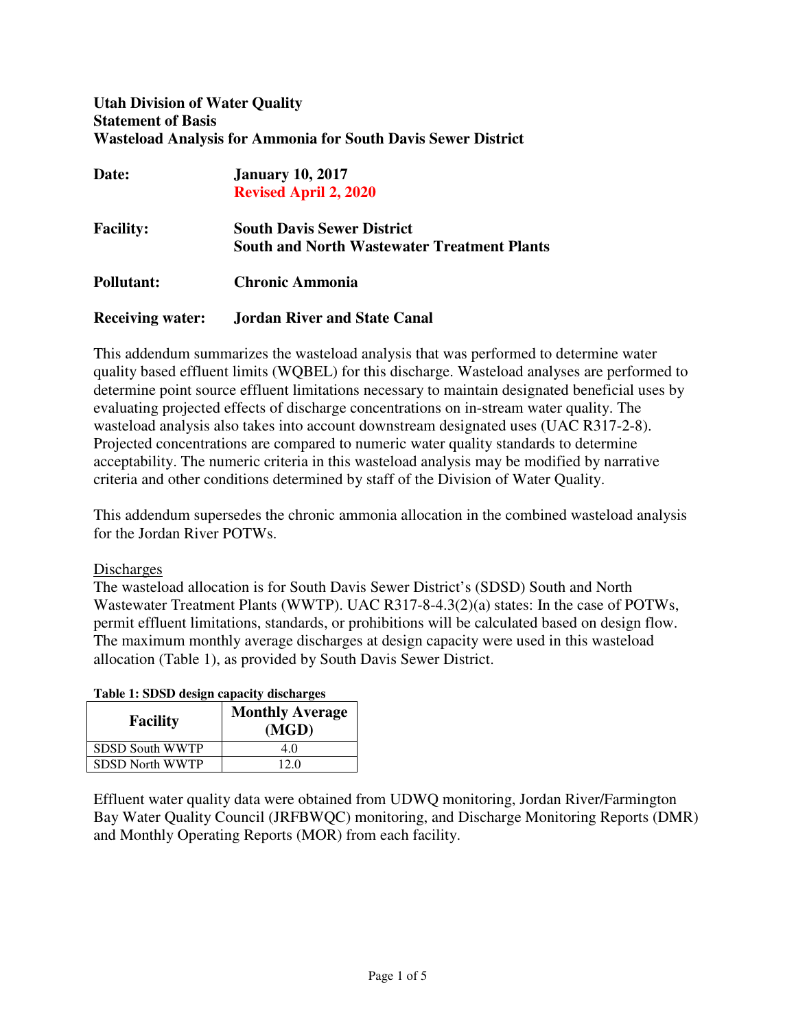**Utah Division of Water Quality**
**Statement of Basis**
**Wasteload Analysis for Ammonia for South Davis Sewer District**

| | |
|---|---|
| **Date:** | **January 10, 2017** <br> **Revised April 2, 2020** |
| **Facility:** | **South Davis Sewer District** <br> **South and North Wastewater Treatment Plants** |
| **Pollutant:** | **Chronic Ammonia** |
| **Receiving water:** | **Jordan River and State Canal** |

This addendum summarizes the wasteload analysis that was performed to determine water quality based effluent limits (WQBEL) for this discharge. Wasteload analyses are performed to determine point source effluent limitations necessary to maintain designated beneficial uses by evaluating projected effects of discharge concentrations on in-stream water quality. The wasteload analysis also takes into account downstream designated uses (UAC R317-2-8). Projected concentrations are compared to numeric water quality standards to determine acceptability. The numeric criteria in this wasteload analysis may be modified by narrative criteria and other conditions determined by staff of the Division of Water Quality.

This addendum supersedes the chronic ammonia allocation in the combined wasteload analysis for the Jordan River POTWs.

Discharges

The wasteload allocation is for South Davis Sewer District's (SDSD) South and North Wastewater Treatment Plants (WWTP). UAC R317-8-4.3(2)(a) states: In the case of POTWs, permit effluent limitations, standards, or prohibitions will be calculated based on design flow. The maximum monthly average discharges at design capacity were used in this wasteload allocation (Table 1), as provided by South Davis Sewer District.

**Table 1: SDSD design capacity discharges**

| Facility | Monthly Average (MGD) |
|---|---|
| SDSD South WWTP | 4.0 |
| SDSD North WWTP | 12.0 |

Effluent water quality data were obtained from UDWQ monitoring, Jordan River/Farmington Bay Water Quality Council (JRFBWQC) monitoring, and Discharge Monitoring Reports (DMR) and Monthly Operating Reports (MOR) from each facility.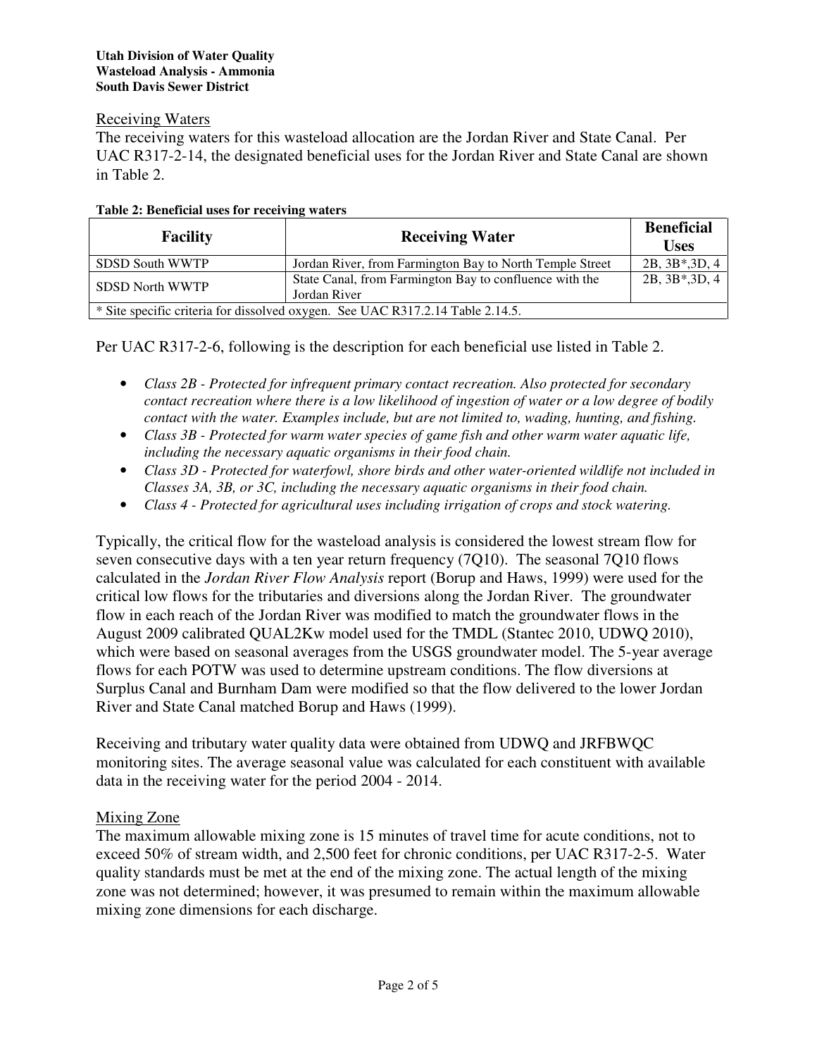Receiving Waters

The receiving waters for this wasteload allocation are the Jordan River and State Canal. Per UAC R317-2-14, the designated beneficial uses for the Jordan River and State Canal are shown in Table 2.

**Table 2: Beneficial uses for receiving waters**

| Facility | Receiving Water | Beneficial Uses |
|---|---|---|
| SDSD South WWTP | Jordan River, from Farmington Bay to North Temple Street | 2B, 3B*,3D, 4 |
| SDSD North WWTP | State Canal, from Farmington Bay to confluence with the Jordan River | 2B, 3B*,3D, 4 |
| * Site specific criteria for dissolved oxygen. See UAC R317.2.14 Table 2.14.5. | | |

Per UAC R317-2-6, following is the description for each beneficial use listed in Table 2.

- *Class 2B - Protected for infrequent primary contact recreation. Also protected for secondary contact recreation where there is a low likelihood of ingestion of water or a low degree of bodily contact with the water. Examples include, but are not limited to, wading, hunting, and fishing.*
- *Class 3B - Protected for warm water species of game fish and other warm water aquatic life, including the necessary aquatic organisms in their food chain.*
- *Class 3D - Protected for waterfowl, shore birds and other water-oriented wildlife not included in Classes 3A, 3B, or 3C, including the necessary aquatic organisms in their food chain.*
- *Class 4 - Protected for agricultural uses including irrigation of crops and stock watering.*

Typically, the critical flow for the wasteload analysis is considered the lowest stream flow for seven consecutive days with a ten year return frequency (7Q10). The seasonal 7Q10 flows calculated in the *Jordan River Flow Analysis* report (Borup and Haws, 1999) were used for the critical low flows for the tributaries and diversions along the Jordan River. The groundwater flow in each reach of the Jordan River was modified to match the groundwater flows in the August 2009 calibrated QUAL2Kw model used for the TMDL (Stantec 2010, UDWQ 2010), which were based on seasonal averages from the USGS groundwater model. The 5-year average flows for each POTW was used to determine upstream conditions. The flow diversions at Surplus Canal and Burnham Dam were modified so that the flow delivered to the lower Jordan River and State Canal matched Borup and Haws (1999).

Receiving and tributary water quality data were obtained from UDWQ and JRFBWQC monitoring sites. The average seasonal value was calculated for each constituent with available data in the receiving water for the period 2004 - 2014.

Mixing Zone

The maximum allowable mixing zone is 15 minutes of travel time for acute conditions, not to exceed 50% of stream width, and 2,500 feet for chronic conditions, per UAC R317-2-5. Water quality standards must be met at the end of the mixing zone. The actual length of the mixing zone was not determined; however, it was presumed to remain within the maximum allowable mixing zone dimensions for each discharge.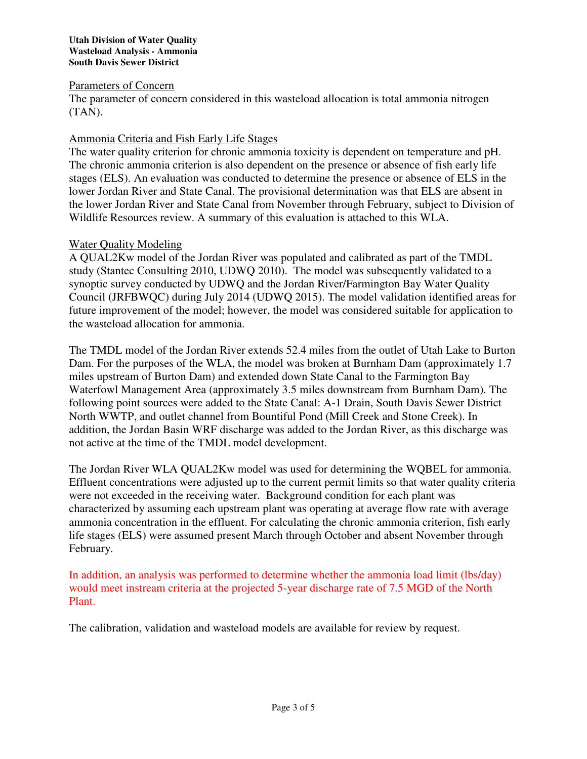Parameters of Concern

The parameter of concern considered in this wasteload allocation is total ammonia nitrogen (TAN).

Ammonia Criteria and Fish Early Life Stages

The water quality criterion for chronic ammonia toxicity is dependent on temperature and pH. The chronic ammonia criterion is also dependent on the presence or absence of fish early life stages (ELS). An evaluation was conducted to determine the presence or absence of ELS in the lower Jordan River and State Canal. The provisional determination was that ELS are absent in the lower Jordan River and State Canal from November through February, subject to Division of Wildlife Resources review. A summary of this evaluation is attached to this WLA.

Water Quality Modeling

A QUAL2Kw model of the Jordan River was populated and calibrated as part of the TMDL study (Stantec Consulting 2010, UDWQ 2010). The model was subsequently validated to a synoptic survey conducted by UDWQ and the Jordan River/Farmington Bay Water Quality Council (JRFBWQC) during July 2014 (UDWQ 2015). The model validation identified areas for future improvement of the model; however, the model was considered suitable for application to the wasteload allocation for ammonia.

The TMDL model of the Jordan River extends 52.4 miles from the outlet of Utah Lake to Burton Dam. For the purposes of the WLA, the model was broken at Burnham Dam (approximately 1.7 miles upstream of Burton Dam) and extended down State Canal to the Farmington Bay Waterfowl Management Area (approximately 3.5 miles downstream from Burnham Dam). The following point sources were added to the State Canal: A-1 Drain, South Davis Sewer District North WWTP, and outlet channel from Bountiful Pond (Mill Creek and Stone Creek). In addition, the Jordan Basin WRF discharge was added to the Jordan River, as this discharge was not active at the time of the TMDL model development.

The Jordan River WLA QUAL2Kw model was used for determining the WQBEL for ammonia. Effluent concentrations were adjusted up to the current permit limits so that water quality criteria were not exceeded in the receiving water. Background condition for each plant was characterized by assuming each upstream plant was operating at average flow rate with average ammonia concentration in the effluent. For calculating the chronic ammonia criterion, fish early life stages (ELS) were assumed present March through October and absent November through February.

In addition, an analysis was performed to determine whether the ammonia load limit (lbs/day) would meet instream criteria at the projected 5-year discharge rate of 7.5 MGD of the North Plant.

The calibration, validation and wasteload models are available for review by request.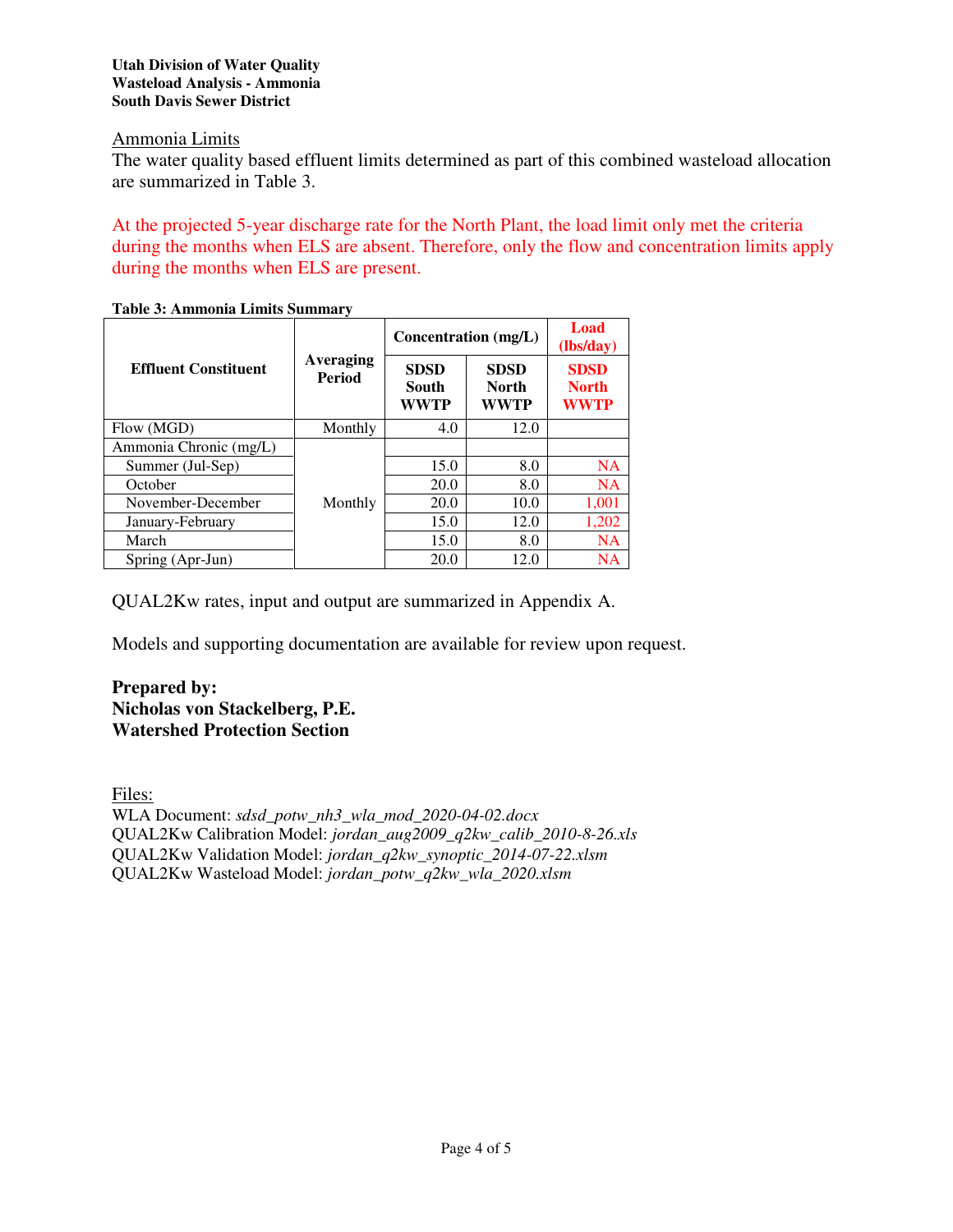Ammonia Limits

The water quality based effluent limits determined as part of this combined wasteload allocation are summarized in Table 3.

At the projected 5-year discharge rate for the North Plant, the load limit only met the criteria during the months when ELS are absent. Therefore, only the flow and concentration limits apply during the months when ELS are present.

**Table 3: Ammonia Limits Summary**

| Effluent Constituent | Averaging Period | Concentration (mg/L) | | Load (lbs/day) |
|---|---|---|---|---|
| | | SDSD South WWTP | SDSD North WWTP | SDSD North WWTP |
| Flow (MGD) | Monthly | 4.0 | 12.0 | |
| Ammonia Chronic (mg/L) | Monthly | | | |
| Summer (Jul-Sep) | | 15.0 | 8.0 | NA |
| October | | 20.0 | 8.0 | NA |
| November-December | | 20.0 | 10.0 | 1,001 |
| January-February | | 15.0 | 12.0 | 1,202 |
| March | | 15.0 | 8.0 | NA |
| Spring (Apr-Jun) | | 20.0 | 12.0 | NA |

QUAL2Kw rates, input and output are summarized in Appendix A.

Models and supporting documentation are available for review upon request.

**Prepared by:**
**Nicholas von Stackelberg, P.E.**
**Watershed Protection Section**

Files:
WLA Document: *sdsd_potw_nh3_wla_mod_2020-04-02.docx*
QUAL2Kw Calibration Model: *jordan_aug2009_q2kw_calib_2010-8-26.xls*
QUAL2Kw Validation Model: *jordan_q2kw_synoptic_2014-07-22.xlsm*
QUAL2Kw Wasteload Model: *jordan_potw_q2kw_wla_2020.xlsm*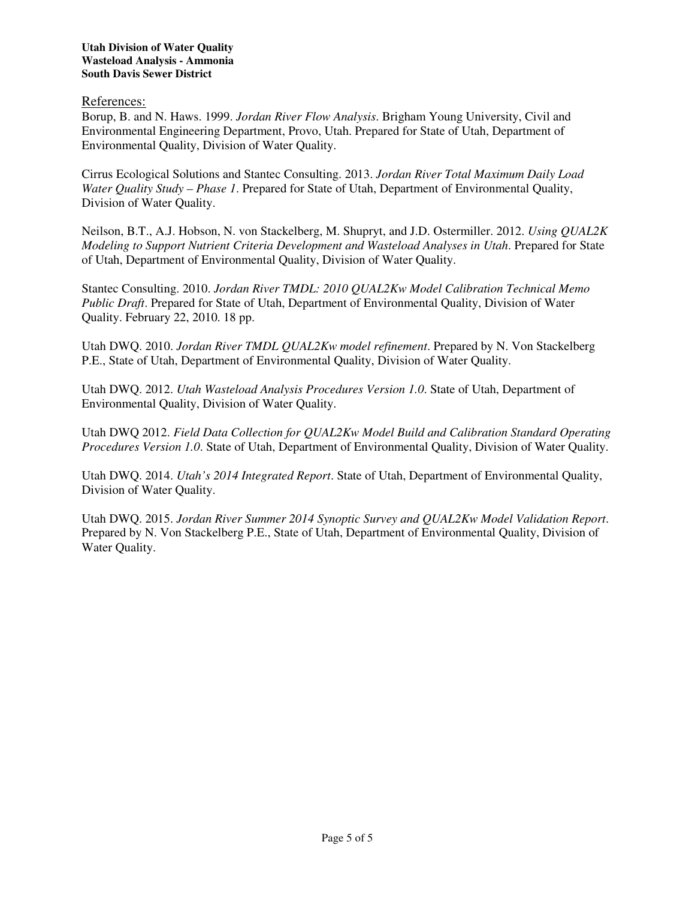References:

Borup, B. and N. Haws. 1999. *Jordan River Flow Analysis*. Brigham Young University, Civil and Environmental Engineering Department, Provo, Utah. Prepared for State of Utah, Department of Environmental Quality, Division of Water Quality.

Cirrus Ecological Solutions and Stantec Consulting. 2013. *Jordan River Total Maximum Daily Load Water Quality Study – Phase 1*. Prepared for State of Utah, Department of Environmental Quality, Division of Water Quality.

Neilson, B.T., A.J. Hobson, N. von Stackelberg, M. Shupryt, and J.D. Ostermiller. 2012. *Using QUAL2K Modeling to Support Nutrient Criteria Development and Wasteload Analyses in Utah*. Prepared for State of Utah, Department of Environmental Quality, Division of Water Quality.

Stantec Consulting. 2010. *Jordan River TMDL: 2010 QUAL2Kw Model Calibration Technical Memo Public Draft*. Prepared for State of Utah, Department of Environmental Quality, Division of Water Quality. February 22, 2010. 18 pp.

Utah DWQ. 2010. *Jordan River TMDL QUAL2Kw model refinement*. Prepared by N. Von Stackelberg P.E., State of Utah, Department of Environmental Quality, Division of Water Quality.

Utah DWQ. 2012. *Utah Wasteload Analysis Procedures Version 1.0*. State of Utah, Department of Environmental Quality, Division of Water Quality.

Utah DWQ 2012. *Field Data Collection for QUAL2Kw Model Build and Calibration Standard Operating Procedures Version 1.0*. State of Utah, Department of Environmental Quality, Division of Water Quality.

Utah DWQ. 2014. *Utah's 2014 Integrated Report*. State of Utah, Department of Environmental Quality, Division of Water Quality.

Utah DWQ. 2015. *Jordan River Summer 2014 Synoptic Survey and QUAL2Kw Model Validation Report*. Prepared by N. Von Stackelberg P.E., State of Utah, Department of Environmental Quality, Division of Water Quality.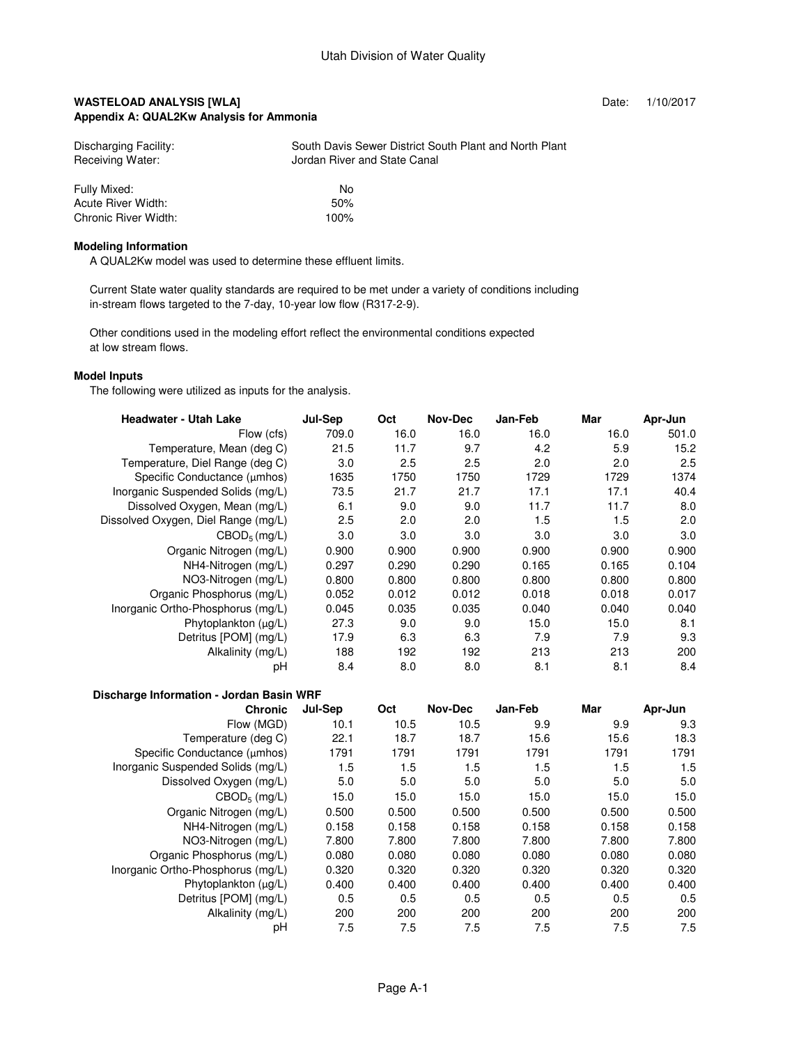Utah Division of Water Quality

**WASTELOAD ANALYSIS [WLA]**
**Appendix A: QUAL2Kw Analysis for Ammonia**

Date: 1/10/2017

| | |
|---|---|
| Discharging Facility: | South Davis Sewer District South Plant and North Plant |
| Receiving Water: | Jordan River and State Canal |

| | |
|---|---|
| Fully Mixed: | No |
| Acute River Width: | 50% |
| Chronic River Width: | 100% |

**Modeling Information**

A QUAL2Kw model was used to determine these effluent limits.

Current State water quality standards are required to be met under a variety of conditions including in-stream flows targeted to the 7-day, 10-year low flow (R317-2-9).

Other conditions used in the modeling effort reflect the environmental conditions expected at low stream flows.

**Model Inputs**

The following were utilized as inputs for the analysis.

| Headwater - Utah Lake | Jul-Sep | Oct | Nov-Dec | Jan-Feb | Mar | Apr-Jun |
|---|---|---|---|---|---|---|
| Flow (cfs) | 709.0 | 16.0 | 16.0 | 16.0 | 16.0 | 501.0 |
| Temperature, Mean (deg C) | 21.5 | 11.7 | 9.7 | 4.2 | 5.9 | 15.2 |
| Temperature, Diel Range (deg C) | 3.0 | 2.5 | 2.5 | 2.0 | 2.0 | 2.5 |
| Specific Conductance (µmhos) | 1635 | 1750 | 1750 | 1729 | 1729 | 1374 |
| Inorganic Suspended Solids (mg/L) | 73.5 | 21.7 | 21.7 | 17.1 | 17.1 | 40.4 |
| Dissolved Oxygen, Mean (mg/L) | 6.1 | 9.0 | 9.0 | 11.7 | 11.7 | 8.0 |
| Dissolved Oxygen, Diel Range (mg/L) | 2.5 | 2.0 | 2.0 | 1.5 | 1.5 | 2.0 |
| $CBOD_5$ (mg/L) | 3.0 | 3.0 | 3.0 | 3.0 | 3.0 | 3.0 |
| Organic Nitrogen (mg/L) | 0.900 | 0.900 | 0.900 | 0.900 | 0.900 | 0.900 |
| NH4-Nitrogen (mg/L) | 0.297 | 0.290 | 0.290 | 0.165 | 0.165 | 0.104 |
| NO3-Nitrogen (mg/L) | 0.800 | 0.800 | 0.800 | 0.800 | 0.800 | 0.800 |
| Organic Phosphorus (mg/L) | 0.052 | 0.012 | 0.012 | 0.018 | 0.018 | 0.017 |
| Inorganic Ortho-Phosphorus (mg/L) | 0.045 | 0.035 | 0.035 | 0.040 | 0.040 | 0.040 |
| Phytoplankton (µg/L) | 27.3 | 9.0 | 9.0 | 15.0 | 15.0 | 8.1 |
| Detritus [POM] (mg/L) | 17.9 | 6.3 | 6.3 | 7.9 | 7.9 | 9.3 |
| Alkalinity (mg/L) | 188 | 192 | 192 | 213 | 213 | 200 |
| pH | 8.4 | 8.0 | 8.0 | 8.1 | 8.1 | 8.4 |

**Discharge Information - Jordan Basin WRF**

| Chronic | Jul-Sep | Oct | Nov-Dec | Jan-Feb | Mar | Apr-Jun |
|---|---|---|---|---|---|---|
| Flow (MGD) | 10.1 | 10.5 | 10.5 | 9.9 | 9.9 | 9.3 |
| Temperature (deg C) | 22.1 | 18.7 | 18.7 | 15.6 | 15.6 | 18.3 |
| Specific Conductance (µmhos) | 1791 | 1791 | 1791 | 1791 | 1791 | 1791 |
| Inorganic Suspended Solids (mg/L) | 1.5 | 1.5 | 1.5 | 1.5 | 1.5 | 1.5 |
| Dissolved Oxygen (mg/L) | 5.0 | 5.0 | 5.0 | 5.0 | 5.0 | 5.0 |
| $CBOD_5$ (mg/L) | 15.0 | 15.0 | 15.0 | 15.0 | 15.0 | 15.0 |
| Organic Nitrogen (mg/L) | 0.500 | 0.500 | 0.500 | 0.500 | 0.500 | 0.500 |
| NH4-Nitrogen (mg/L) | 0.158 | 0.158 | 0.158 | 0.158 | 0.158 | 0.158 |
| NO3-Nitrogen (mg/L) | 7.800 | 7.800 | 7.800 | 7.800 | 7.800 | 7.800 |
| Organic Phosphorus (mg/L) | 0.080 | 0.080 | 0.080 | 0.080 | 0.080 | 0.080 |
| Inorganic Ortho-Phosphorus (mg/L) | 0.320 | 0.320 | 0.320 | 0.320 | 0.320 | 0.320 |
| Phytoplankton (µg/L) | 0.400 | 0.400 | 0.400 | 0.400 | 0.400 | 0.400 |
| Detritus [POM] (mg/L) | 0.5 | 0.5 | 0.5 | 0.5 | 0.5 | 0.5 |
| Alkalinity (mg/L) | 200 | 200 | 200 | 200 | 200 | 200 |
| pH | 7.5 | 7.5 | 7.5 | 7.5 | 7.5 | 7.5 |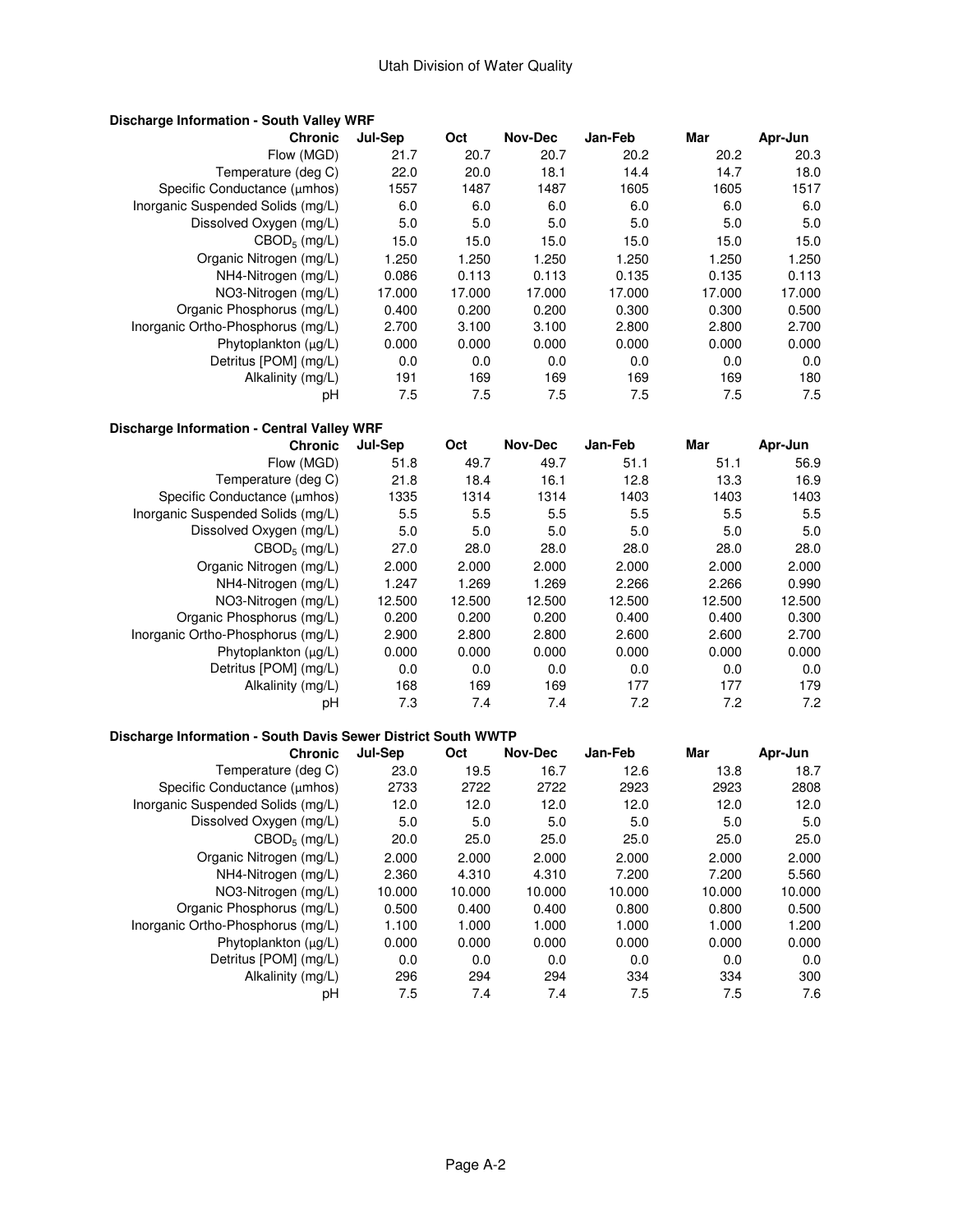**Discharge Information - South Valley WRF**

| Chronic | Jul-Sep | Oct | Nov-Dec | Jan-Feb | Mar | Apr-Jun |
|---|---|---|---|---|---|---|
| Flow (MGD) | 21.7 | 20.7 | 20.7 | 20.2 | 20.2 | 20.3 |
| Temperature (deg C) | 22.0 | 20.0 | 18.1 | 14.4 | 14.7 | 18.0 |
| Specific Conductance (µmhos) | 1557 | 1487 | 1487 | 1605 | 1605 | 1517 |
| Inorganic Suspended Solids (mg/L) | 6.0 | 6.0 | 6.0 | 6.0 | 6.0 | 6.0 |
| Dissolved Oxygen (mg/L) | 5.0 | 5.0 | 5.0 | 5.0 | 5.0 | 5.0 |
| $CBOD_5$ (mg/L) | 15.0 | 15.0 | 15.0 | 15.0 | 15.0 | 15.0 |
| Organic Nitrogen (mg/L) | 1.250 | 1.250 | 1.250 | 1.250 | 1.250 | 1.250 |
| NH4-Nitrogen (mg/L) | 0.086 | 0.113 | 0.113 | 0.135 | 0.135 | 0.113 |
| NO3-Nitrogen (mg/L) | 17.000 | 17.000 | 17.000 | 17.000 | 17.000 | 17.000 |
| Organic Phosphorus (mg/L) | 0.400 | 0.200 | 0.200 | 0.300 | 0.300 | 0.500 |
| Inorganic Ortho-Phosphorus (mg/L) | 2.700 | 3.100 | 3.100 | 2.800 | 2.800 | 2.700 |
| Phytoplankton (µg/L) | 0.000 | 0.000 | 0.000 | 0.000 | 0.000 | 0.000 |
| Detritus [POM] (mg/L) | 0.0 | 0.0 | 0.0 | 0.0 | 0.0 | 0.0 |
| Alkalinity (mg/L) | 191 | 169 | 169 | 169 | 169 | 180 |
| pH | 7.5 | 7.5 | 7.5 | 7.5 | 7.5 | 7.5 |

**Discharge Information - Central Valley WRF**

| Chronic | Jul-Sep | Oct | Nov-Dec | Jan-Feb | Mar | Apr-Jun |
|---|---|---|---|---|---|---|
| Flow (MGD) | 51.8 | 49.7 | 49.7 | 51.1 | 51.1 | 56.9 |
| Temperature (deg C) | 21.8 | 18.4 | 16.1 | 12.8 | 13.3 | 16.9 |
| Specific Conductance (µmhos) | 1335 | 1314 | 1314 | 1403 | 1403 | 1403 |
| Inorganic Suspended Solids (mg/L) | 5.5 | 5.5 | 5.5 | 5.5 | 5.5 | 5.5 |
| Dissolved Oxygen (mg/L) | 5.0 | 5.0 | 5.0 | 5.0 | 5.0 | 5.0 |
| $CBOD_5$ (mg/L) | 27.0 | 28.0 | 28.0 | 28.0 | 28.0 | 28.0 |
| Organic Nitrogen (mg/L) | 2.000 | 2.000 | 2.000 | 2.000 | 2.000 | 2.000 |
| NH4-Nitrogen (mg/L) | 1.247 | 1.269 | 1.269 | 2.266 | 2.266 | 0.990 |
| NO3-Nitrogen (mg/L) | 12.500 | 12.500 | 12.500 | 12.500 | 12.500 | 12.500 |
| Organic Phosphorus (mg/L) | 0.200 | 0.200 | 0.200 | 0.400 | 0.400 | 0.300 |
| Inorganic Ortho-Phosphorus (mg/L) | 2.900 | 2.800 | 2.800 | 2.600 | 2.600 | 2.700 |
| Phytoplankton (µg/L) | 0.000 | 0.000 | 0.000 | 0.000 | 0.000 | 0.000 |
| Detritus [POM] (mg/L) | 0.0 | 0.0 | 0.0 | 0.0 | 0.0 | 0.0 |
| Alkalinity (mg/L) | 168 | 169 | 169 | 177 | 177 | 179 |
| pH | 7.3 | 7.4 | 7.4 | 7.2 | 7.2 | 7.2 |

**Discharge Information - South Davis Sewer District South WWTP**

| Chronic | Jul-Sep | Oct | Nov-Dec | Jan-Feb | Mar | Apr-Jun |
|---|---|---|---|---|---|---|
| Temperature (deg C) | 23.0 | 19.5 | 16.7 | 12.6 | 13.8 | 18.7 |
| Specific Conductance (µmhos) | 2733 | 2722 | 2722 | 2923 | 2923 | 2808 |
| Inorganic Suspended Solids (mg/L) | 12.0 | 12.0 | 12.0 | 12.0 | 12.0 | 12.0 |
| Dissolved Oxygen (mg/L) | 5.0 | 5.0 | 5.0 | 5.0 | 5.0 | 5.0 |
| $CBOD_5$ (mg/L) | 20.0 | 25.0 | 25.0 | 25.0 | 25.0 | 25.0 |
| Organic Nitrogen (mg/L) | 2.000 | 2.000 | 2.000 | 2.000 | 2.000 | 2.000 |
| NH4-Nitrogen (mg/L) | 2.360 | 4.310 | 4.310 | 7.200 | 7.200 | 5.560 |
| NO3-Nitrogen (mg/L) | 10.000 | 10.000 | 10.000 | 10.000 | 10.000 | 10.000 |
| Organic Phosphorus (mg/L) | 0.500 | 0.400 | 0.400 | 0.800 | 0.800 | 0.500 |
| Inorganic Ortho-Phosphorus (mg/L) | 1.100 | 1.000 | 1.000 | 1.000 | 1.000 | 1.200 |
| Phytoplankton (µg/L) | 0.000 | 0.000 | 0.000 | 0.000 | 0.000 | 0.000 |
| Detritus [POM] (mg/L) | 0.0 | 0.0 | 0.0 | 0.0 | 0.0 | 0.0 |
| Alkalinity (mg/L) | 296 | 294 | 294 | 334 | 334 | 300 |
| pH | 7.5 | 7.4 | 7.4 | 7.5 | 7.5 | 7.6 |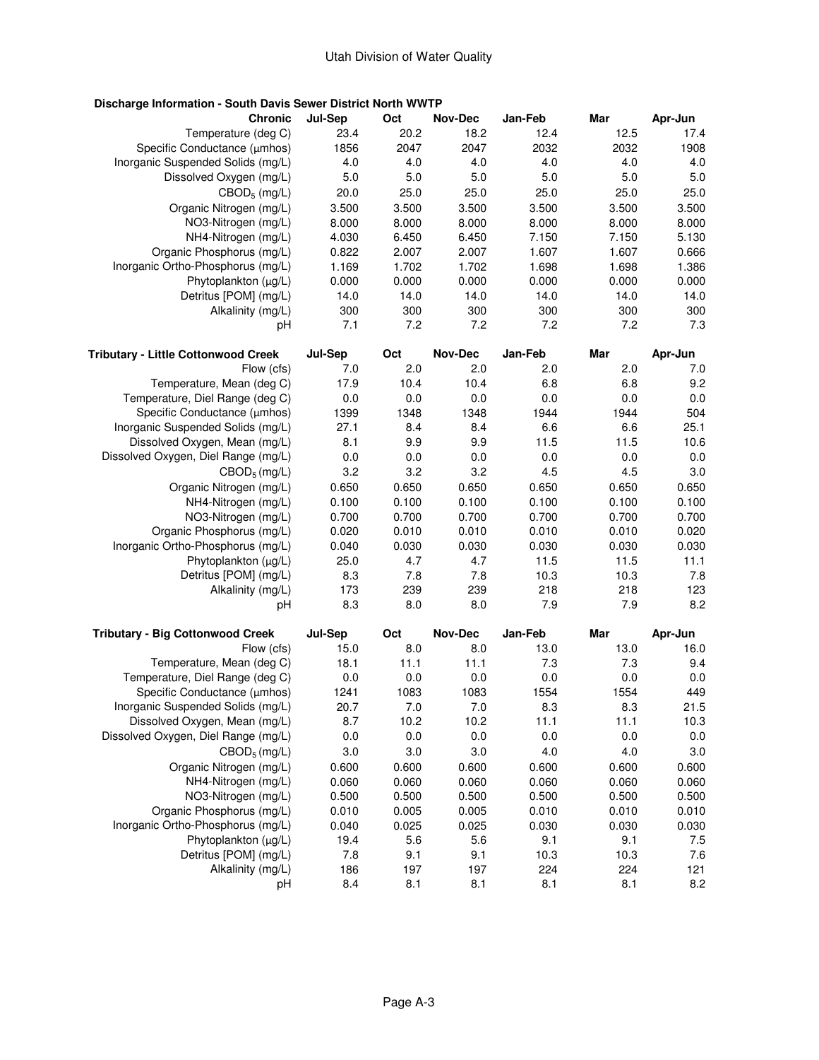### Discharge Information - South Davis Sewer District North WWTP

| Chronic | Jul-Sep | Oct | Nov-Dec | Jan-Feb | Mar | Apr-Jun |
|---|---|---|---|---|---|---|
| Temperature (deg C) | 23.4 | 20.2 | 18.2 | 12.4 | 12.5 | 17.4 |
| Specific Conductance (μmhos) | 1856 | 2047 | 2047 | 2032 | 2032 | 1908 |
| Inorganic Suspended Solids (mg/L) | 4.0 | 4.0 | 4.0 | 4.0 | 4.0 | 4.0 |
| Dissolved Oxygen (mg/L) | 5.0 | 5.0 | 5.0 | 5.0 | 5.0 | 5.0 |
| $CBOD_5$ (mg/L) | 20.0 | 25.0 | 25.0 | 25.0 | 25.0 | 25.0 |
| Organic Nitrogen (mg/L) | 3.500 | 3.500 | 3.500 | 3.500 | 3.500 | 3.500 |
| NO3-Nitrogen (mg/L) | 8.000 | 8.000 | 8.000 | 8.000 | 8.000 | 8.000 |
| NH4-Nitrogen (mg/L) | 4.030 | 6.450 | 6.450 | 7.150 | 7.150 | 5.130 |
| Organic Phosphorus (mg/L) | 0.822 | 2.007 | 2.007 | 1.607 | 1.607 | 0.666 |
| Inorganic Ortho-Phosphorus (mg/L) | 1.169 | 1.702 | 1.702 | 1.698 | 1.698 | 1.386 |
| Phytoplankton (μg/L) | 0.000 | 0.000 | 0.000 | 0.000 | 0.000 | 0.000 |
| Detritus [POM] (mg/L) | 14.0 | 14.0 | 14.0 | 14.0 | 14.0 | 14.0 |
| Alkalinity (mg/L) | 300 | 300 | 300 | 300 | 300 | 300 |
| pH | 7.1 | 7.2 | 7.2 | 7.2 | 7.2 | 7.3 |

| Tributary - Little Cottonwood Creek | Jul-Sep | Oct | Nov-Dec | Jan-Feb | Mar | Apr-Jun |
|---|---|---|---|---|---|---|
| Flow (cfs) | 7.0 | 2.0 | 2.0 | 2.0 | 2.0 | 7.0 |
| Temperature, Mean (deg C) | 17.9 | 10.4 | 10.4 | 6.8 | 6.8 | 9.2 |
| Temperature, Diel Range (deg C) | 0.0 | 0.0 | 0.0 | 0.0 | 0.0 | 0.0 |
| Specific Conductance (μmhos) | 1399 | 1348 | 1348 | 1944 | 1944 | 504 |
| Inorganic Suspended Solids (mg/L) | 27.1 | 8.4 | 8.4 | 6.6 | 6.6 | 25.1 |
| Dissolved Oxygen, Mean (mg/L) | 8.1 | 9.9 | 9.9 | 11.5 | 11.5 | 10.6 |
| Dissolved Oxygen, Diel Range (mg/L) | 0.0 | 0.0 | 0.0 | 0.0 | 0.0 | 0.0 |
| $CBOD_5$ (mg/L) | 3.2 | 3.2 | 3.2 | 4.5 | 4.5 | 3.0 |
| Organic Nitrogen (mg/L) | 0.650 | 0.650 | 0.650 | 0.650 | 0.650 | 0.650 |
| NH4-Nitrogen (mg/L) | 0.100 | 0.100 | 0.100 | 0.100 | 0.100 | 0.100 |
| NO3-Nitrogen (mg/L) | 0.700 | 0.700 | 0.700 | 0.700 | 0.700 | 0.700 |
| Organic Phosphorus (mg/L) | 0.020 | 0.010 | 0.010 | 0.010 | 0.010 | 0.020 |
| Inorganic Ortho-Phosphorus (mg/L) | 0.040 | 0.030 | 0.030 | 0.030 | 0.030 | 0.030 |
| Phytoplankton (μg/L) | 25.0 | 4.7 | 4.7 | 11.5 | 11.5 | 11.1 |
| Detritus [POM] (mg/L) | 8.3 | 7.8 | 7.8 | 10.3 | 10.3 | 7.8 |
| Alkalinity (mg/L) | 173 | 239 | 239 | 218 | 218 | 123 |
| pH | 8.3 | 8.0 | 8.0 | 7.9 | 7.9 | 8.2 |

| Tributary - Big Cottonwood Creek | Jul-Sep | Oct | Nov-Dec | Jan-Feb | Mar | Apr-Jun |
|---|---|---|---|---|---|---|
| Flow (cfs) | 15.0 | 8.0 | 8.0 | 13.0 | 13.0 | 16.0 |
| Temperature, Mean (deg C) | 18.1 | 11.1 | 11.1 | 7.3 | 7.3 | 9.4 |
| Temperature, Diel Range (deg C) | 0.0 | 0.0 | 0.0 | 0.0 | 0.0 | 0.0 |
| Specific Conductance (μmhos) | 1241 | 1083 | 1083 | 1554 | 1554 | 449 |
| Inorganic Suspended Solids (mg/L) | 20.7 | 7.0 | 7.0 | 8.3 | 8.3 | 21.5 |
| Dissolved Oxygen, Mean (mg/L) | 8.7 | 10.2 | 10.2 | 11.1 | 11.1 | 10.3 |
| Dissolved Oxygen, Diel Range (mg/L) | 0.0 | 0.0 | 0.0 | 0.0 | 0.0 | 0.0 |
| $CBOD_5$ (mg/L) | 3.0 | 3.0 | 3.0 | 4.0 | 4.0 | 3.0 |
| Organic Nitrogen (mg/L) | 0.600 | 0.600 | 0.600 | 0.600 | 0.600 | 0.600 |
| NH4-Nitrogen (mg/L) | 0.060 | 0.060 | 0.060 | 0.060 | 0.060 | 0.060 |
| NO3-Nitrogen (mg/L) | 0.500 | 0.500 | 0.500 | 0.500 | 0.500 | 0.500 |
| Organic Phosphorus (mg/L) | 0.010 | 0.005 | 0.005 | 0.010 | 0.010 | 0.010 |
| Inorganic Ortho-Phosphorus (mg/L) | 0.040 | 0.025 | 0.025 | 0.030 | 0.030 | 0.030 |
| Phytoplankton (μg/L) | 19.4 | 5.6 | 5.6 | 9.1 | 9.1 | 7.5 |
| Detritus [POM] (mg/L) | 7.8 | 9.1 | 9.1 | 10.3 | 10.3 | 7.6 |
| Alkalinity (mg/L) | 186 | 197 | 197 | 224 | 224 | 121 |
| pH | 8.4 | 8.1 | 8.1 | 8.1 | 8.1 | 8.2 |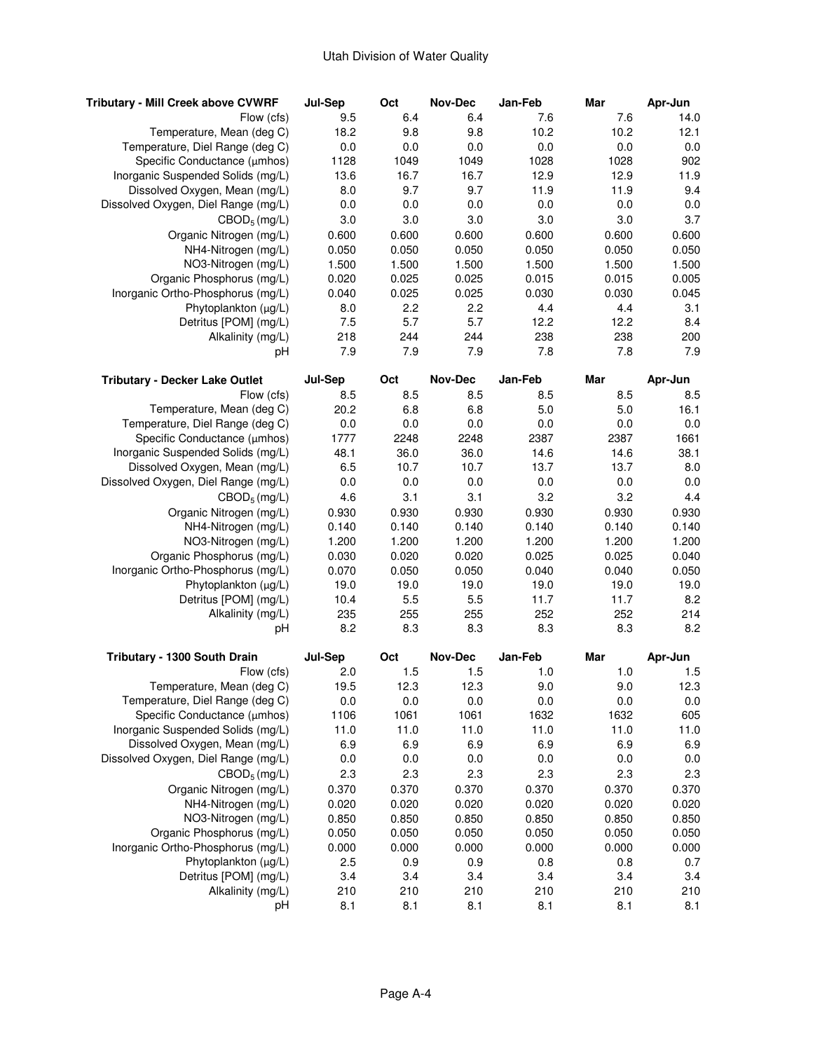| Tributary - Mill Creek above CVWRF | Jul-Sep | Oct | Nov-Dec | Jan-Feb | Mar | Apr-Jun |
|---|---|---|---|---|---|---|
| Flow (cfs) | 9.5 | 6.4 | 6.4 | 7.6 | 7.6 | 14.0 |
| Temperature, Mean (deg C) | 18.2 | 9.8 | 9.8 | 10.2 | 10.2 | 12.1 |
| Temperature, Diel Range (deg C) | 0.0 | 0.0 | 0.0 | 0.0 | 0.0 | 0.0 |
| Specific Conductance (µmhos) | 1128 | 1049 | 1049 | 1028 | 1028 | 902 |
| Inorganic Suspended Solids (mg/L) | 13.6 | 16.7 | 16.7 | 12.9 | 12.9 | 11.9 |
| Dissolved Oxygen, Mean (mg/L) | 8.0 | 9.7 | 9.7 | 11.9 | 11.9 | 9.4 |
| Dissolved Oxygen, Diel Range (mg/L) | 0.0 | 0.0 | 0.0 | 0.0 | 0.0 | 0.0 |
| $CBOD_5$ (mg/L) | 3.0 | 3.0 | 3.0 | 3.0 | 3.0 | 3.7 |
| Organic Nitrogen (mg/L) | 0.600 | 0.600 | 0.600 | 0.600 | 0.600 | 0.600 |
| NH4-Nitrogen (mg/L) | 0.050 | 0.050 | 0.050 | 0.050 | 0.050 | 0.050 |
| NO3-Nitrogen (mg/L) | 1.500 | 1.500 | 1.500 | 1.500 | 1.500 | 1.500 |
| Organic Phosphorus (mg/L) | 0.020 | 0.025 | 0.025 | 0.015 | 0.015 | 0.005 |
| Inorganic Ortho-Phosphorus (mg/L) | 0.040 | 0.025 | 0.025 | 0.030 | 0.030 | 0.045 |
| Phytoplankton (µg/L) | 8.0 | 2.2 | 2.2 | 4.4 | 4.4 | 3.1 |
| Detritus [POM] (mg/L) | 7.5 | 5.7 | 5.7 | 12.2 | 12.2 | 8.4 |
| Alkalinity (mg/L) | 218 | 244 | 244 | 238 | 238 | 200 |
| pH | 7.9 | 7.9 | 7.9 | 7.8 | 7.8 | 7.9 |

| Tributary - Decker Lake Outlet | Jul-Sep | Oct | Nov-Dec | Jan-Feb | Mar | Apr-Jun |
|---|---|---|---|---|---|---|
| Flow (cfs) | 8.5 | 8.5 | 8.5 | 8.5 | 8.5 | 8.5 |
| Temperature, Mean (deg C) | 20.2 | 6.8 | 6.8 | 5.0 | 5.0 | 16.1 |
| Temperature, Diel Range (deg C) | 0.0 | 0.0 | 0.0 | 0.0 | 0.0 | 0.0 |
| Specific Conductance (µmhos) | 1777 | 2248 | 2248 | 2387 | 2387 | 1661 |
| Inorganic Suspended Solids (mg/L) | 48.1 | 36.0 | 36.0 | 14.6 | 14.6 | 38.1 |
| Dissolved Oxygen, Mean (mg/L) | 6.5 | 10.7 | 10.7 | 13.7 | 13.7 | 8.0 |
| Dissolved Oxygen, Diel Range (mg/L) | 0.0 | 0.0 | 0.0 | 0.0 | 0.0 | 0.0 |
| $CBOD_5$ (mg/L) | 4.6 | 3.1 | 3.1 | 3.2 | 3.2 | 4.4 |
| Organic Nitrogen (mg/L) | 0.930 | 0.930 | 0.930 | 0.930 | 0.930 | 0.930 |
| NH4-Nitrogen (mg/L) | 0.140 | 0.140 | 0.140 | 0.140 | 0.140 | 0.140 |
| NO3-Nitrogen (mg/L) | 1.200 | 1.200 | 1.200 | 1.200 | 1.200 | 1.200 |
| Organic Phosphorus (mg/L) | 0.030 | 0.020 | 0.020 | 0.025 | 0.025 | 0.040 |
| Inorganic Ortho-Phosphorus (mg/L) | 0.070 | 0.050 | 0.050 | 0.040 | 0.040 | 0.050 |
| Phytoplankton (µg/L) | 19.0 | 19.0 | 19.0 | 19.0 | 19.0 | 19.0 |
| Detritus [POM] (mg/L) | 10.4 | 5.5 | 5.5 | 11.7 | 11.7 | 8.2 |
| Alkalinity (mg/L) | 235 | 255 | 255 | 252 | 252 | 214 |
| pH | 8.2 | 8.3 | 8.3 | 8.3 | 8.3 | 8.2 |

| Tributary - 1300 South Drain | Jul-Sep | Oct | Nov-Dec | Jan-Feb | Mar | Apr-Jun |
|---|---|---|---|---|---|---|
| Flow (cfs) | 2.0 | 1.5 | 1.5 | 1.0 | 1.0 | 1.5 |
| Temperature, Mean (deg C) | 19.5 | 12.3 | 12.3 | 9.0 | 9.0 | 12.3 |
| Temperature, Diel Range (deg C) | 0.0 | 0.0 | 0.0 | 0.0 | 0.0 | 0.0 |
| Specific Conductance (µmhos) | 1106 | 1061 | 1061 | 1632 | 1632 | 605 |
| Inorganic Suspended Solids (mg/L) | 11.0 | 11.0 | 11.0 | 11.0 | 11.0 | 11.0 |
| Dissolved Oxygen, Mean (mg/L) | 6.9 | 6.9 | 6.9 | 6.9 | 6.9 | 6.9 |
| Dissolved Oxygen, Diel Range (mg/L) | 0.0 | 0.0 | 0.0 | 0.0 | 0.0 | 0.0 |
| $CBOD_5$ (mg/L) | 2.3 | 2.3 | 2.3 | 2.3 | 2.3 | 2.3 |
| Organic Nitrogen (mg/L) | 0.370 | 0.370 | 0.370 | 0.370 | 0.370 | 0.370 |
| NH4-Nitrogen (mg/L) | 0.020 | 0.020 | 0.020 | 0.020 | 0.020 | 0.020 |
| NO3-Nitrogen (mg/L) | 0.850 | 0.850 | 0.850 | 0.850 | 0.850 | 0.850 |
| Organic Phosphorus (mg/L) | 0.050 | 0.050 | 0.050 | 0.050 | 0.050 | 0.050 |
| Inorganic Ortho-Phosphorus (mg/L) | 0.000 | 0.000 | 0.000 | 0.000 | 0.000 | 0.000 |
| Phytoplankton (µg/L) | 2.5 | 0.9 | 0.9 | 0.8 | 0.8 | 0.7 |
| Detritus [POM] (mg/L) | 3.4 | 3.4 | 3.4 | 3.4 | 3.4 | 3.4 |
| Alkalinity (mg/L) | 210 | 210 | 210 | 210 | 210 | 210 |
| pH | 8.1 | 8.1 | 8.1 | 8.1 | 8.1 | 8.1 |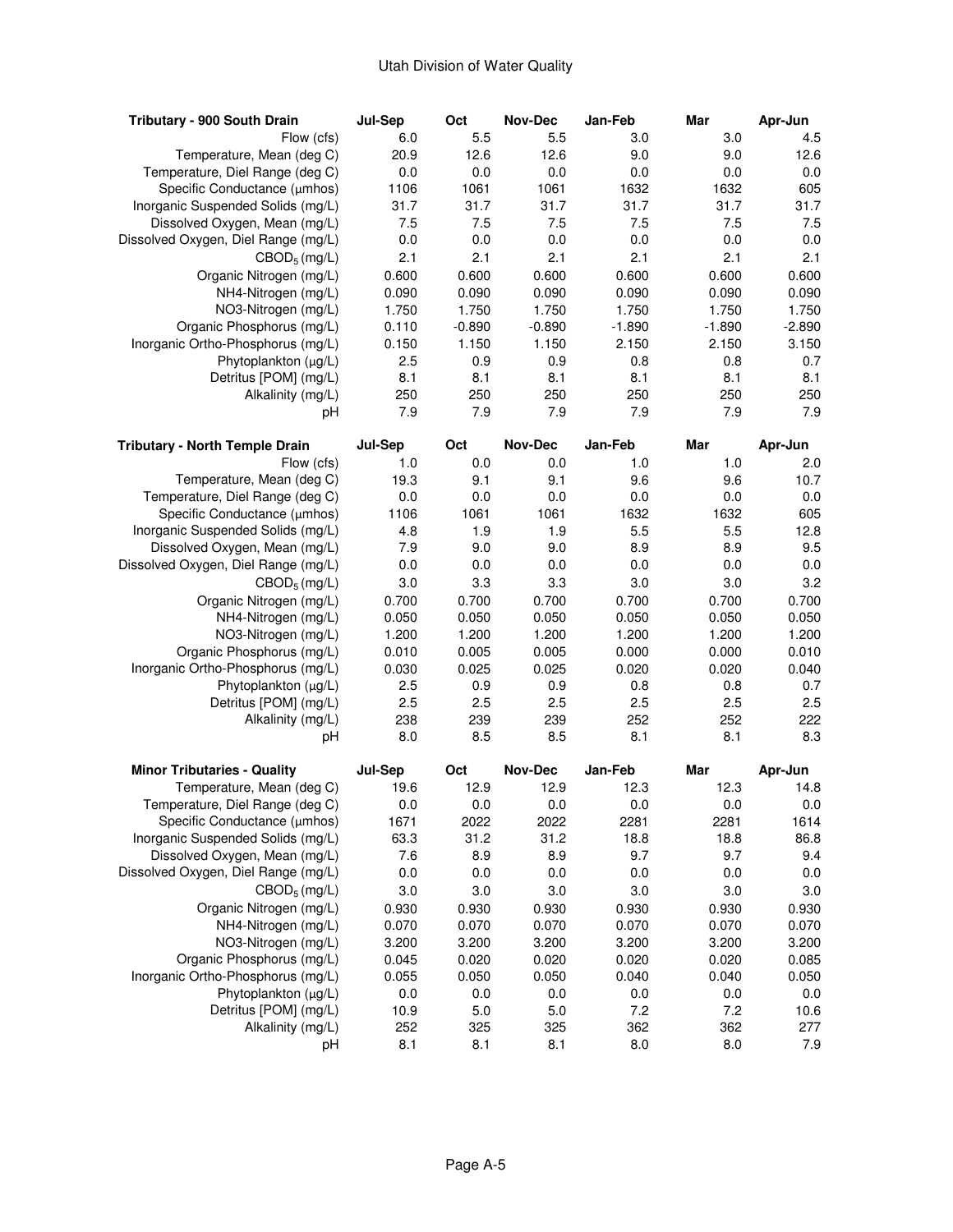| Tributary - 900 South Drain | Jul-Sep | Oct | Nov-Dec | Jan-Feb | Mar | Apr-Jun |
|---|---|---|---|---|---|---|
| Flow (cfs) | 6.0 | 5.5 | 5.5 | 3.0 | 3.0 | 4.5 |
| Temperature, Mean (deg C) | 20.9 | 12.6 | 12.6 | 9.0 | 9.0 | 12.6 |
| Temperature, Diel Range (deg C) | 0.0 | 0.0 | 0.0 | 0.0 | 0.0 | 0.0 |
| Specific Conductance (μmhos) | 1106 | 1061 | 1061 | 1632 | 1632 | 605 |
| Inorganic Suspended Solids (mg/L) | 31.7 | 31.7 | 31.7 | 31.7 | 31.7 | 31.7 |
| Dissolved Oxygen, Mean (mg/L) | 7.5 | 7.5 | 7.5 | 7.5 | 7.5 | 7.5 |
| Dissolved Oxygen, Diel Range (mg/L) | 0.0 | 0.0 | 0.0 | 0.0 | 0.0 | 0.0 |
| $CBOD_5$ (mg/L) | 2.1 | 2.1 | 2.1 | 2.1 | 2.1 | 2.1 |
| Organic Nitrogen (mg/L) | 0.600 | 0.600 | 0.600 | 0.600 | 0.600 | 0.600 |
| NH4-Nitrogen (mg/L) | 0.090 | 0.090 | 0.090 | 0.090 | 0.090 | 0.090 |
| NO3-Nitrogen (mg/L) | 1.750 | 1.750 | 1.750 | 1.750 | 1.750 | 1.750 |
| Organic Phosphorus (mg/L) | 0.110 | -0.890 | -0.890 | -1.890 | -1.890 | -2.890 |
| Inorganic Ortho-Phosphorus (mg/L) | 0.150 | 1.150 | 1.150 | 2.150 | 2.150 | 3.150 |
| Phytoplankton (μg/L) | 2.5 | 0.9 | 0.9 | 0.8 | 0.8 | 0.7 |
| Detritus [POM] (mg/L) | 8.1 | 8.1 | 8.1 | 8.1 | 8.1 | 8.1 |
| Alkalinity (mg/L) | 250 | 250 | 250 | 250 | 250 | 250 |
| pH | 7.9 | 7.9 | 7.9 | 7.9 | 7.9 | 7.9 |

| Tributary - North Temple Drain | Jul-Sep | Oct | Nov-Dec | Jan-Feb | Mar | Apr-Jun |
|---|---|---|---|---|---|---|
| Flow (cfs) | 1.0 | 0.0 | 0.0 | 1.0 | 1.0 | 2.0 |
| Temperature, Mean (deg C) | 19.3 | 9.1 | 9.1 | 9.6 | 9.6 | 10.7 |
| Temperature, Diel Range (deg C) | 0.0 | 0.0 | 0.0 | 0.0 | 0.0 | 0.0 |
| Specific Conductance (μmhos) | 1106 | 1061 | 1061 | 1632 | 1632 | 605 |
| Inorganic Suspended Solids (mg/L) | 4.8 | 1.9 | 1.9 | 5.5 | 5.5 | 12.8 |
| Dissolved Oxygen, Mean (mg/L) | 7.9 | 9.0 | 9.0 | 8.9 | 8.9 | 9.5 |
| Dissolved Oxygen, Diel Range (mg/L) | 0.0 | 0.0 | 0.0 | 0.0 | 0.0 | 0.0 |
| $CBOD_5$ (mg/L) | 3.0 | 3.3 | 3.3 | 3.0 | 3.0 | 3.2 |
| Organic Nitrogen (mg/L) | 0.700 | 0.700 | 0.700 | 0.700 | 0.700 | 0.700 |
| NH4-Nitrogen (mg/L) | 0.050 | 0.050 | 0.050 | 0.050 | 0.050 | 0.050 |
| NO3-Nitrogen (mg/L) | 1.200 | 1.200 | 1.200 | 1.200 | 1.200 | 1.200 |
| Organic Phosphorus (mg/L) | 0.010 | 0.005 | 0.005 | 0.000 | 0.000 | 0.010 |
| Inorganic Ortho-Phosphorus (mg/L) | 0.030 | 0.025 | 0.025 | 0.020 | 0.020 | 0.040 |
| Phytoplankton (μg/L) | 2.5 | 0.9 | 0.9 | 0.8 | 0.8 | 0.7 |
| Detritus [POM] (mg/L) | 2.5 | 2.5 | 2.5 | 2.5 | 2.5 | 2.5 |
| Alkalinity (mg/L) | 238 | 239 | 239 | 252 | 252 | 222 |
| pH | 8.0 | 8.5 | 8.5 | 8.1 | 8.1 | 8.3 |

| Minor Tributaries - Quality | Jul-Sep | Oct | Nov-Dec | Jan-Feb | Mar | Apr-Jun |
|---|---|---|---|---|---|---|
| Temperature, Mean (deg C) | 19.6 | 12.9 | 12.9 | 12.3 | 12.3 | 14.8 |
| Temperature, Diel Range (deg C) | 0.0 | 0.0 | 0.0 | 0.0 | 0.0 | 0.0 |
| Specific Conductance (μmhos) | 1671 | 2022 | 2022 | 2281 | 2281 | 1614 |
| Inorganic Suspended Solids (mg/L) | 63.3 | 31.2 | 31.2 | 18.8 | 18.8 | 86.8 |
| Dissolved Oxygen, Mean (mg/L) | 7.6 | 8.9 | 8.9 | 9.7 | 9.7 | 9.4 |
| Dissolved Oxygen, Diel Range (mg/L) | 0.0 | 0.0 | 0.0 | 0.0 | 0.0 | 0.0 |
| $CBOD_5$ (mg/L) | 3.0 | 3.0 | 3.0 | 3.0 | 3.0 | 3.0 |
| Organic Nitrogen (mg/L) | 0.930 | 0.930 | 0.930 | 0.930 | 0.930 | 0.930 |
| NH4-Nitrogen (mg/L) | 0.070 | 0.070 | 0.070 | 0.070 | 0.070 | 0.070 |
| NO3-Nitrogen (mg/L) | 3.200 | 3.200 | 3.200 | 3.200 | 3.200 | 3.200 |
| Organic Phosphorus (mg/L) | 0.045 | 0.020 | 0.020 | 0.020 | 0.020 | 0.085 |
| Inorganic Ortho-Phosphorus (mg/L) | 0.055 | 0.050 | 0.050 | 0.040 | 0.040 | 0.050 |
| Phytoplankton (μg/L) | 0.0 | 0.0 | 0.0 | 0.0 | 0.0 | 0.0 |
| Detritus [POM] (mg/L) | 10.9 | 5.0 | 5.0 | 7.2 | 7.2 | 10.6 |
| Alkalinity (mg/L) | 252 | 325 | 325 | 362 | 362 | 277 |
| pH | 8.1 | 8.1 | 8.1 | 8.0 | 8.0 | 7.9 |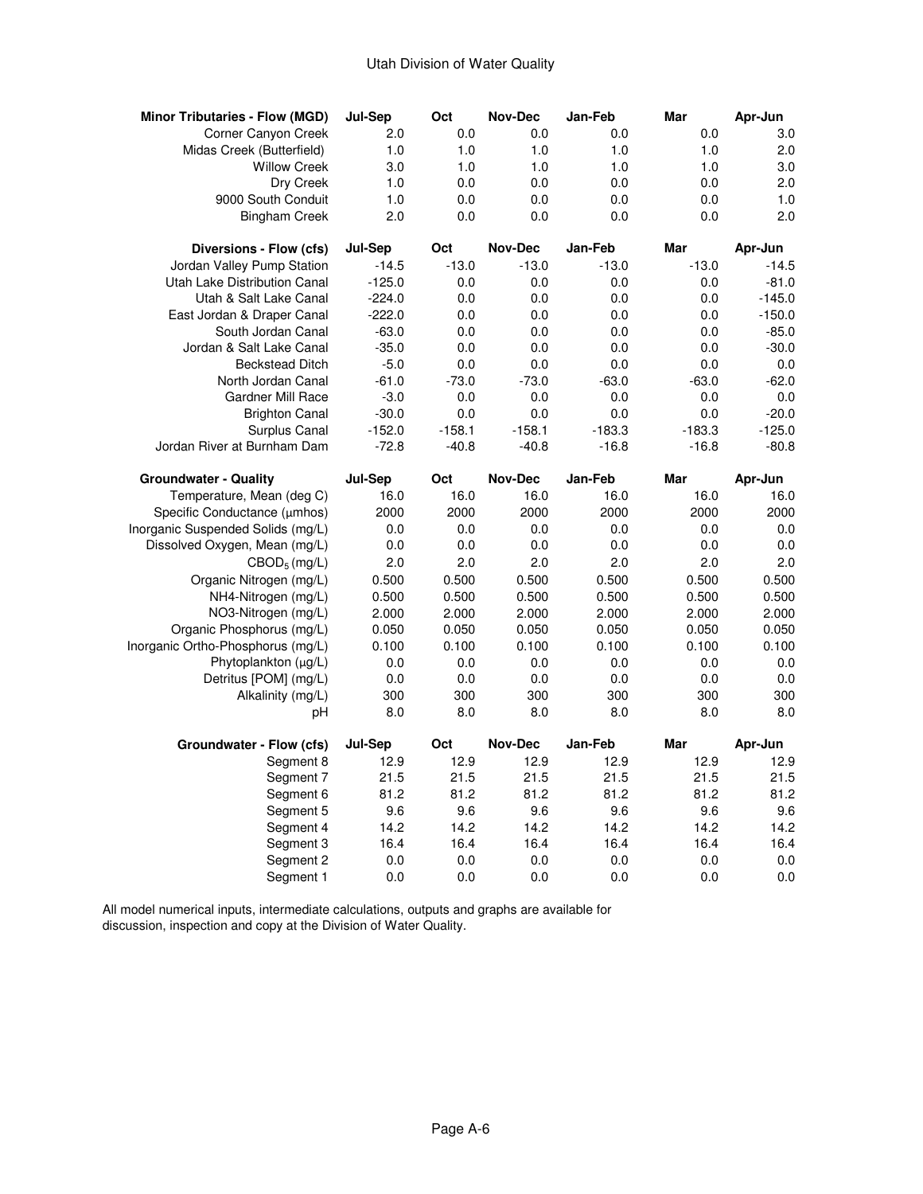| Minor Tributaries - Flow (MGD) | Jul-Sep | Oct | Nov-Dec | Jan-Feb | Mar | Apr-Jun |
|---|---|---|---|---|---|---|
| Corner Canyon Creek | 2.0 | 0.0 | 0.0 | 0.0 | 0.0 | 3.0 |
| Midas Creek (Butterfield) | 1.0 | 1.0 | 1.0 | 1.0 | 1.0 | 2.0 |
| Willow Creek | 3.0 | 1.0 | 1.0 | 1.0 | 1.0 | 3.0 |
| Dry Creek | 1.0 | 0.0 | 0.0 | 0.0 | 0.0 | 2.0 |
| 9000 South Conduit | 1.0 | 0.0 | 0.0 | 0.0 | 0.0 | 1.0 |
| Bingham Creek | 2.0 | 0.0 | 0.0 | 0.0 | 0.0 | 2.0 |

| Diversions - Flow (cfs) | Jul-Sep | Oct | Nov-Dec | Jan-Feb | Mar | Apr-Jun |
|---|---|---|---|---|---|---|
| Jordan Valley Pump Station | -14.5 | -13.0 | -13.0 | -13.0 | -13.0 | -14.5 |
| Utah Lake Distribution Canal | -125.0 | 0.0 | 0.0 | 0.0 | 0.0 | -81.0 |
| Utah & Salt Lake Canal | -224.0 | 0.0 | 0.0 | 0.0 | 0.0 | -145.0 |
| East Jordan & Draper Canal | -222.0 | 0.0 | 0.0 | 0.0 | 0.0 | -150.0 |
| South Jordan Canal | -63.0 | 0.0 | 0.0 | 0.0 | 0.0 | -85.0 |
| Jordan & Salt Lake Canal | -35.0 | 0.0 | 0.0 | 0.0 | 0.0 | -30.0 |
| Beckstead Ditch | -5.0 | 0.0 | 0.0 | 0.0 | 0.0 | 0.0 |
| North Jordan Canal | -61.0 | -73.0 | -73.0 | -63.0 | -63.0 | -62.0 |
| Gardner Mill Race | -3.0 | 0.0 | 0.0 | 0.0 | 0.0 | 0.0 |
| Brighton Canal | -30.0 | 0.0 | 0.0 | 0.0 | 0.0 | -20.0 |
| Surplus Canal | -152.0 | -158.1 | -158.1 | -183.3 | -183.3 | -125.0 |
| Jordan River at Burnham Dam | -72.8 | -40.8 | -40.8 | -16.8 | -16.8 | -80.8 |

| Groundwater - Quality | Jul-Sep | Oct | Nov-Dec | Jan-Feb | Mar | Apr-Jun |
|---|---|---|---|---|---|---|
| Temperature, Mean (deg C) | 16.0 | 16.0 | 16.0 | 16.0 | 16.0 | 16.0 |
| Specific Conductance (µmhos) | 2000 | 2000 | 2000 | 2000 | 2000 | 2000 |
| Inorganic Suspended Solids (mg/L) | 0.0 | 0.0 | 0.0 | 0.0 | 0.0 | 0.0 |
| Dissolved Oxygen, Mean (mg/L) | 0.0 | 0.0 | 0.0 | 0.0 | 0.0 | 0.0 |
| $CBOD_5$ (mg/L) | 2.0 | 2.0 | 2.0 | 2.0 | 2.0 | 2.0 |
| Organic Nitrogen (mg/L) | 0.500 | 0.500 | 0.500 | 0.500 | 0.500 | 0.500 |
| NH4-Nitrogen (mg/L) | 0.500 | 0.500 | 0.500 | 0.500 | 0.500 | 0.500 |
| NO3-Nitrogen (mg/L) | 2.000 | 2.000 | 2.000 | 2.000 | 2.000 | 2.000 |
| Organic Phosphorus (mg/L) | 0.050 | 0.050 | 0.050 | 0.050 | 0.050 | 0.050 |
| Inorganic Ortho-Phosphorus (mg/L) | 0.100 | 0.100 | 0.100 | 0.100 | 0.100 | 0.100 |
| Phytoplankton (µg/L) | 0.0 | 0.0 | 0.0 | 0.0 | 0.0 | 0.0 |
| Detritus [POM] (mg/L) | 0.0 | 0.0 | 0.0 | 0.0 | 0.0 | 0.0 |
| Alkalinity (mg/L) | 300 | 300 | 300 | 300 | 300 | 300 |
| pH | 8.0 | 8.0 | 8.0 | 8.0 | 8.0 | 8.0 |

| Groundwater - Flow (cfs) | Jul-Sep | Oct | Nov-Dec | Jan-Feb | Mar | Apr-Jun |
|---|---|---|---|---|---|---|
| Segment 8 | 12.9 | 12.9 | 12.9 | 12.9 | 12.9 | 12.9 |
| Segment 7 | 21.5 | 21.5 | 21.5 | 21.5 | 21.5 | 21.5 |
| Segment 6 | 81.2 | 81.2 | 81.2 | 81.2 | 81.2 | 81.2 |
| Segment 5 | 9.6 | 9.6 | 9.6 | 9.6 | 9.6 | 9.6 |
| Segment 4 | 14.2 | 14.2 | 14.2 | 14.2 | 14.2 | 14.2 |
| Segment 3 | 16.4 | 16.4 | 16.4 | 16.4 | 16.4 | 16.4 |
| Segment 2 | 0.0 | 0.0 | 0.0 | 0.0 | 0.0 | 0.0 |
| Segment 1 | 0.0 | 0.0 | 0.0 | 0.0 | 0.0 | 0.0 |

All model numerical inputs, intermediate calculations, outputs and graphs are available for discussion, inspection and copy at the Division of Water Quality.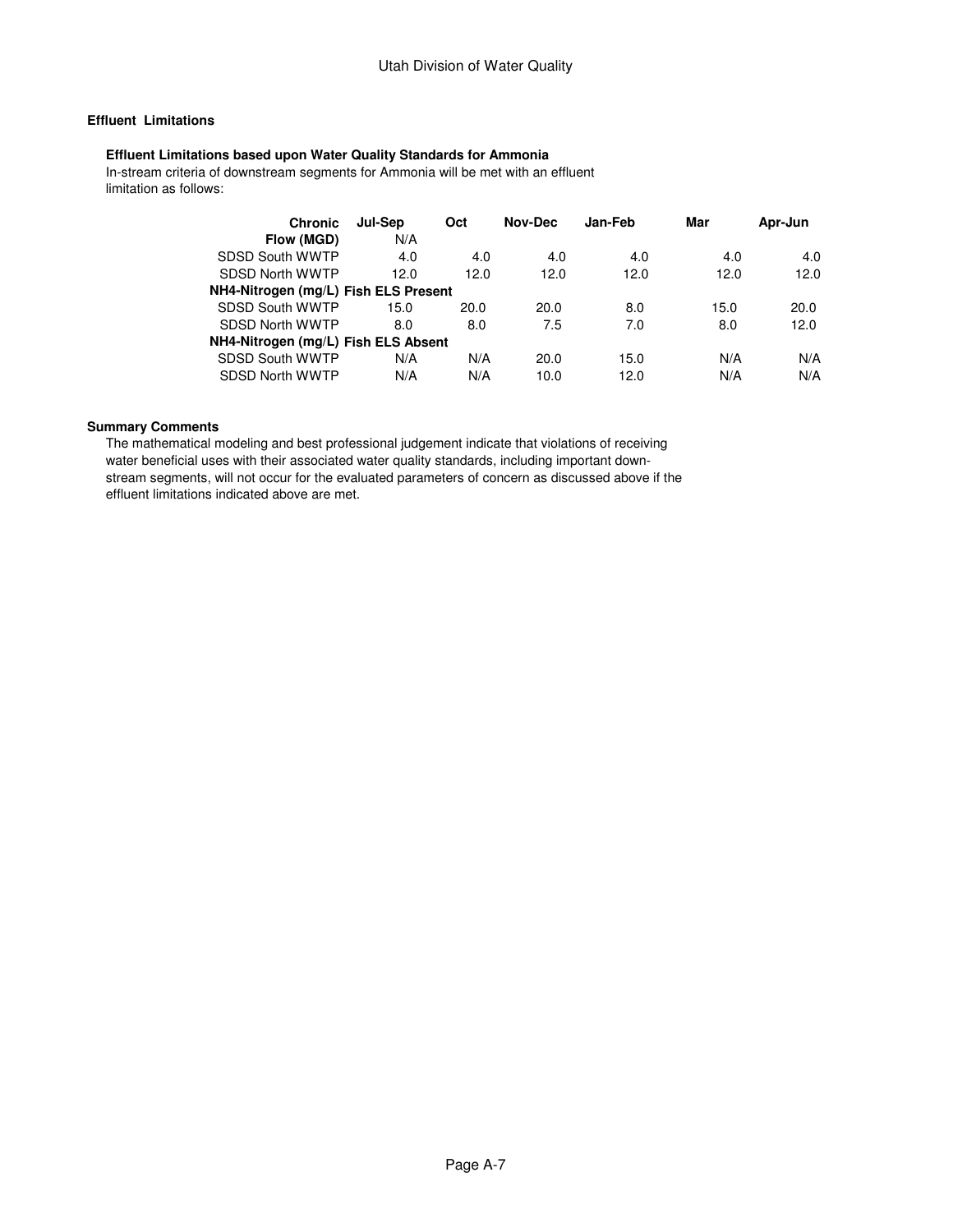**Effluent Limitations**

**Effluent Limitations based upon Water Quality Standards for Ammonia**

In-stream criteria of downstream segments for Ammonia will be met with an effluent limitation as follows:

| Chronic | Jul-Sep | Oct | Nov-Dec | Jan-Feb | Mar | Apr-Jun |
|---|---|---|---|---|---|---|
| **Flow (MGD)** | N/A | | | | | |
| SDSD South WWTP | 4.0 | 4.0 | 4.0 | 4.0 | 4.0 | 4.0 |
| SDSD North WWTP | 12.0 | 12.0 | 12.0 | 12.0 | 12.0 | 12.0 |
| **NH4-Nitrogen (mg/L) Fish ELS Present** | | | | | | |
| SDSD South WWTP | 15.0 | 20.0 | 20.0 | 8.0 | 15.0 | 20.0 |
| SDSD North WWTP | 8.0 | 8.0 | 7.5 | 7.0 | 8.0 | 12.0 |
| **NH4-Nitrogen (mg/L) Fish ELS Absent** | | | | | | |
| SDSD South WWTP | N/A | N/A | 20.0 | 15.0 | N/A | N/A |
| SDSD North WWTP | N/A | N/A | 10.0 | 12.0 | N/A | N/A |

**Summary Comments**

The mathematical modeling and best professional judgement indicate that violations of receiving water beneficial uses with their associated water quality standards, including important down-stream segments, will not occur for the evaluated parameters of concern as discussed above if the effluent limitations indicated above are met.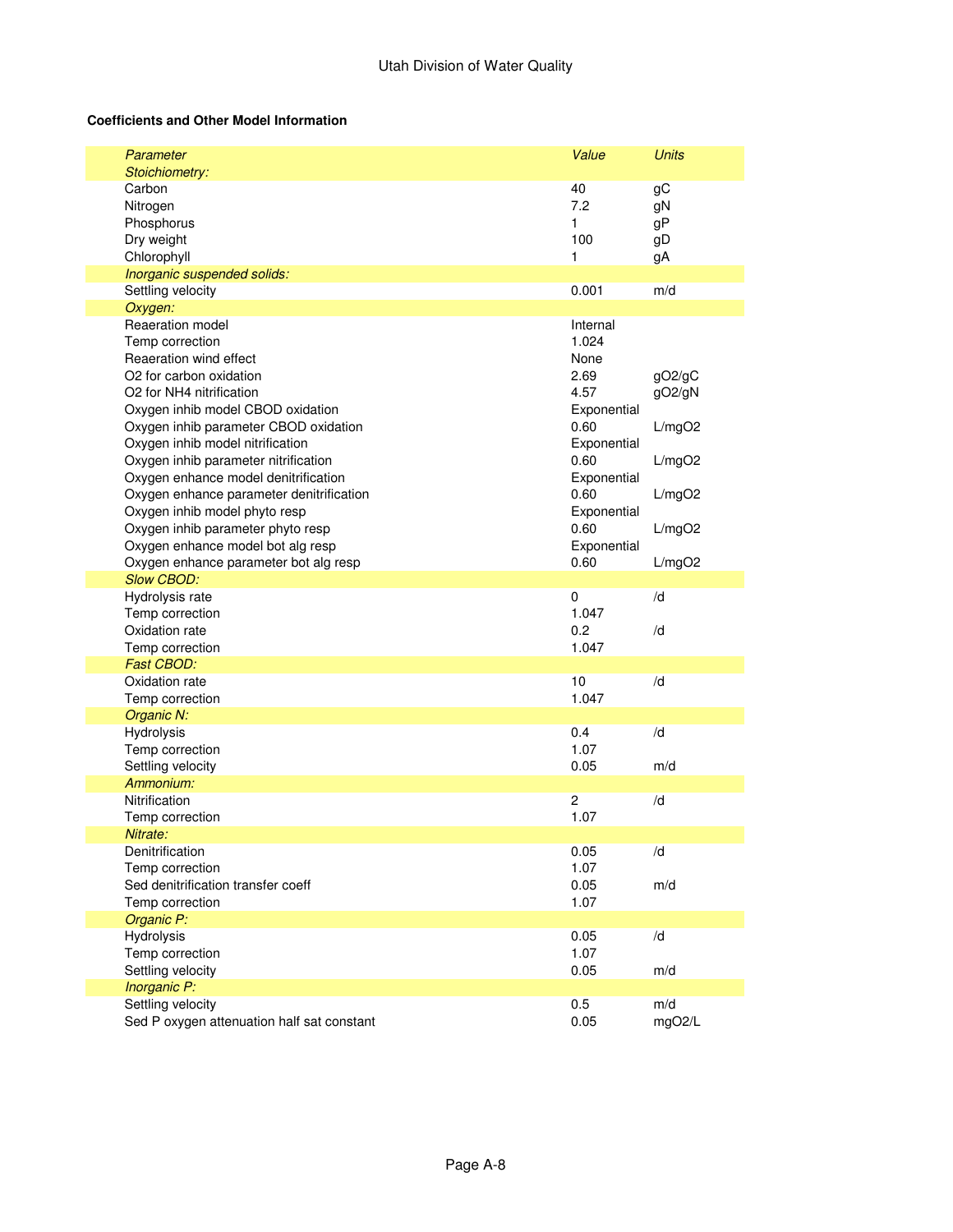**Coefficients and Other Model Information**

| *Parameter* | *Value* | *Units* |
|---|---|---|
| *Stoichiometry:* | | |
| Carbon | 40 | gC |
| Nitrogen | 7.2 | gN |
| Phosphorus | 1 | gP |
| Dry weight | 100 | gD |
| Chlorophyll | 1 | gA |
| *Inorganic suspended solids:* | | |
| Settling velocity | 0.001 | m/d |
| *Oxygen:* | | |
| Reaeration model | Internal | |
| Temp correction | 1.024 | |
| Reaeration wind effect | None | |
| O2 for carbon oxidation | 2.69 | gO2/gC |
| O2 for NH4 nitrification | 4.57 | gO2/gN |
| Oxygen inhib model CBOD oxidation | Exponential | |
| Oxygen inhib parameter CBOD oxidation | 0.60 | L/mgO2 |
| Oxygen inhib model nitrification | Exponential | |
| Oxygen inhib parameter nitrification | 0.60 | L/mgO2 |
| Oxygen enhance model denitrification | Exponential | |
| Oxygen enhance parameter denitrification | 0.60 | L/mgO2 |
| Oxygen inhib model phyto resp | Exponential | |
| Oxygen inhib parameter phyto resp | 0.60 | L/mgO2 |
| Oxygen enhance model bot alg resp | Exponential | |
| Oxygen enhance parameter bot alg resp | 0.60 | L/mgO2 |
| *Slow CBOD:* | | |
| Hydrolysis rate | 0 | /d |
| Temp correction | 1.047 | |
| Oxidation rate | 0.2 | /d |
| Temp correction | 1.047 | |
| *Fast CBOD:* | | |
| Oxidation rate | 10 | /d |
| Temp correction | 1.047 | |
| *Organic N:* | | |
| Hydrolysis | 0.4 | /d |
| Temp correction | 1.07 | |
| Settling velocity | 0.05 | m/d |
| *Ammonium:* | | |
| Nitrification | 2 | /d |
| Temp correction | 1.07 | |
| *Nitrate:* | | |
| Denitrification | 0.05 | /d |
| Temp correction | 1.07 | |
| Sed denitrification transfer coeff | 0.05 | m/d |
| Temp correction | 1.07 | |
| *Organic P:* | | |
| Hydrolysis | 0.05 | /d |
| Temp correction | 1.07 | |
| Settling velocity | 0.05 | m/d |
| *Inorganic P:* | | |
| Settling velocity | 0.5 | m/d |
| Sed P oxygen attenuation half sat constant | 0.05 | mgO2/L |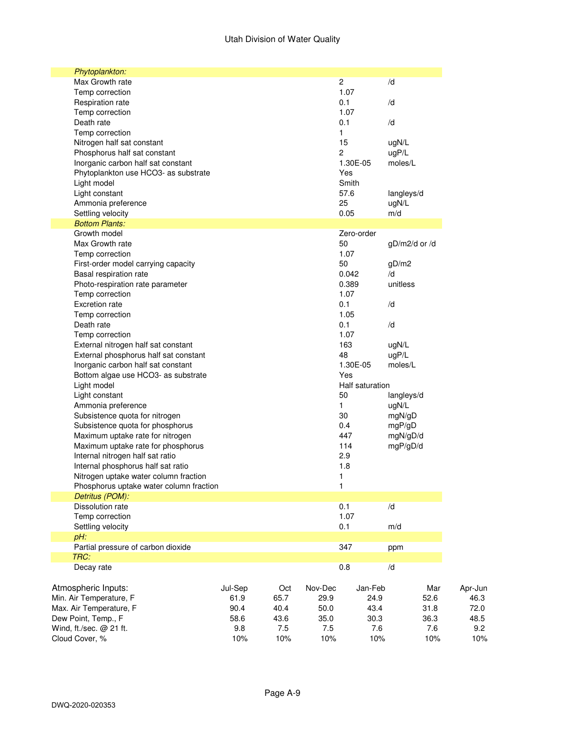| | | |
|---|---|---|
| ***Phytoplankton:*** | | |
| Max Growth rate | 2 | /d |
| Temp correction | 1.07 | |
| Respiration rate | 0.1 | /d |
| Temp correction | 1.07 | |
| Death rate | 0.1 | /d |
| Temp correction | 1 | |
| Nitrogen half sat constant | 15 | ugN/L |
| Phosphorus half sat constant | 2 | ugP/L |
| Inorganic carbon half sat constant | 1.30E-05 | moles/L |
| Phytoplankton use HCO3- as substrate | Yes | |
| Light model | Smith | |
| Light constant | 57.6 | langleys/d |
| Ammonia preference | 25 | ugN/L |
| Settling velocity | 0.05 | m/d |
| ***Bottom Plants:*** | | |
| Growth model | Zero-order | |
| Max Growth rate | 50 | gD/m2/d or /d |
| Temp correction | 1.07 | |
| First-order model carrying capacity | 50 | gD/m2 |
| Basal respiration rate | 0.042 | /d |
| Photo-respiration rate parameter | 0.389 | unitless |
| Temp correction | 1.07 | |
| Excretion rate | 0.1 | /d |
| Temp correction | 1.05 | |
| Death rate | 0.1 | /d |
| Temp correction | 1.07 | |
| External nitrogen half sat constant | 163 | ugN/L |
| External phosphorus half sat constant | 48 | ugP/L |
| Inorganic carbon half sat constant | 1.30E-05 | moles/L |
| Bottom algae use HCO3- as substrate | Yes | |
| Light model | Half saturation | |
| Light constant | 50 | langleys/d |
| Ammonia preference | 1 | ugN/L |
| Subsistence quota for nitrogen | 30 | mgN/gD |
| Subsistence quota for phosphorus | 0.4 | mgP/gD |
| Maximum uptake rate for nitrogen | 447 | mgN/gD/d |
| Maximum uptake rate for phosphorus | 114 | mgP/gD/d |
| Internal nitrogen half sat ratio | 2.9 | |
| Internal phosphorus half sat ratio | 1.8 | |
| Nitrogen uptake water column fraction | 1 | |
| Phosphorus uptake water column fraction | 1 | |
| ***Detritus (POM):*** | | |
| Dissolution rate | 0.1 | /d |
| Temp correction | 1.07 | |
| Settling velocity | 0.1 | m/d |
| ***pH:*** | | |
| Partial pressure of carbon dioxide | 347 | ppm |
| ***TRC:*** | | |
| Decay rate | 0.8 | /d |

| Atmospheric Inputs: | Jul-Sep | Oct | Nov-Dec | Jan-Feb | Mar | Apr-Jun |
|---|---|---|---|---|---|---|
| Min. Air Temperature, F | 61.9 | 65.7 | 29.9 | 24.9 | 52.6 | 46.3 |
| Max. Air Temperature, F | 90.4 | 40.4 | 50.0 | 43.4 | 31.8 | 72.0 |
| Dew Point, Temp., F | 58.6 | 43.6 | 35.0 | 30.3 | 36.3 | 48.5 |
| Wind, ft./sec. @ 21 ft. | 9.8 | 7.5 | 7.5 | 7.6 | 7.6 | 9.2 |
| Cloud Cover, % | 10% | 10% | 10% | 10% | 10% | 10% |